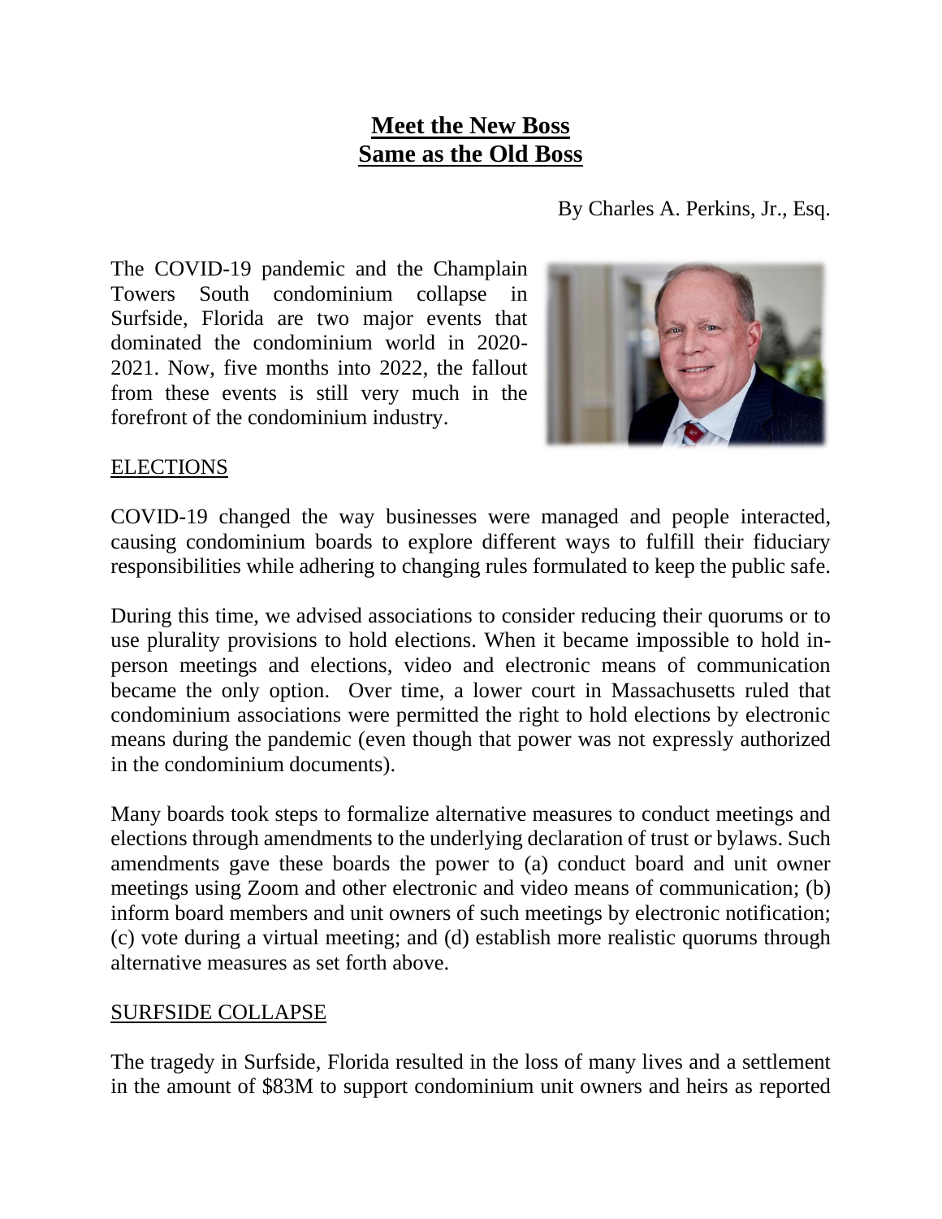# **Meet the New Boss**
# **Same as the Old Boss**

By Charles A. Perkins, Jr., Esq.

The COVID-19 pandemic and the Champlain Towers South condominium collapse in Surfside, Florida are two major events that dominated the condominium world in 2020-2021. Now, five months into 2022, the fallout from these events is still very much in the forefront of the condominium industry.

## ELECTIONS

COVID-19 changed the way businesses were managed and people interacted, causing condominium boards to explore different ways to fulfill their fiduciary responsibilities while adhering to changing rules formulated to keep the public safe.

During this time, we advised associations to consider reducing their quorums or to use plurality provisions to hold elections. When it became impossible to hold in-person meetings and elections, video and electronic means of communication became the only option. Over time, a lower court in Massachusetts ruled that condominium associations were permitted the right to hold elections by electronic means during the pandemic (even though that power was not expressly authorized in the condominium documents).

Many boards took steps to formalize alternative measures to conduct meetings and elections through amendments to the underlying declaration of trust or bylaws. Such amendments gave these boards the power to (a) conduct board and unit owner meetings using Zoom and other electronic and video means of communication; (b) inform board members and unit owners of such meetings by electronic notification; (c) vote during a virtual meeting; and (d) establish more realistic quorums through alternative measures as set forth above.

## SURFSIDE COLLAPSE

The tragedy in Surfside, Florida resulted in the loss of many lives and a settlement in the amount of $83M to support condominium unit owners and heirs as reported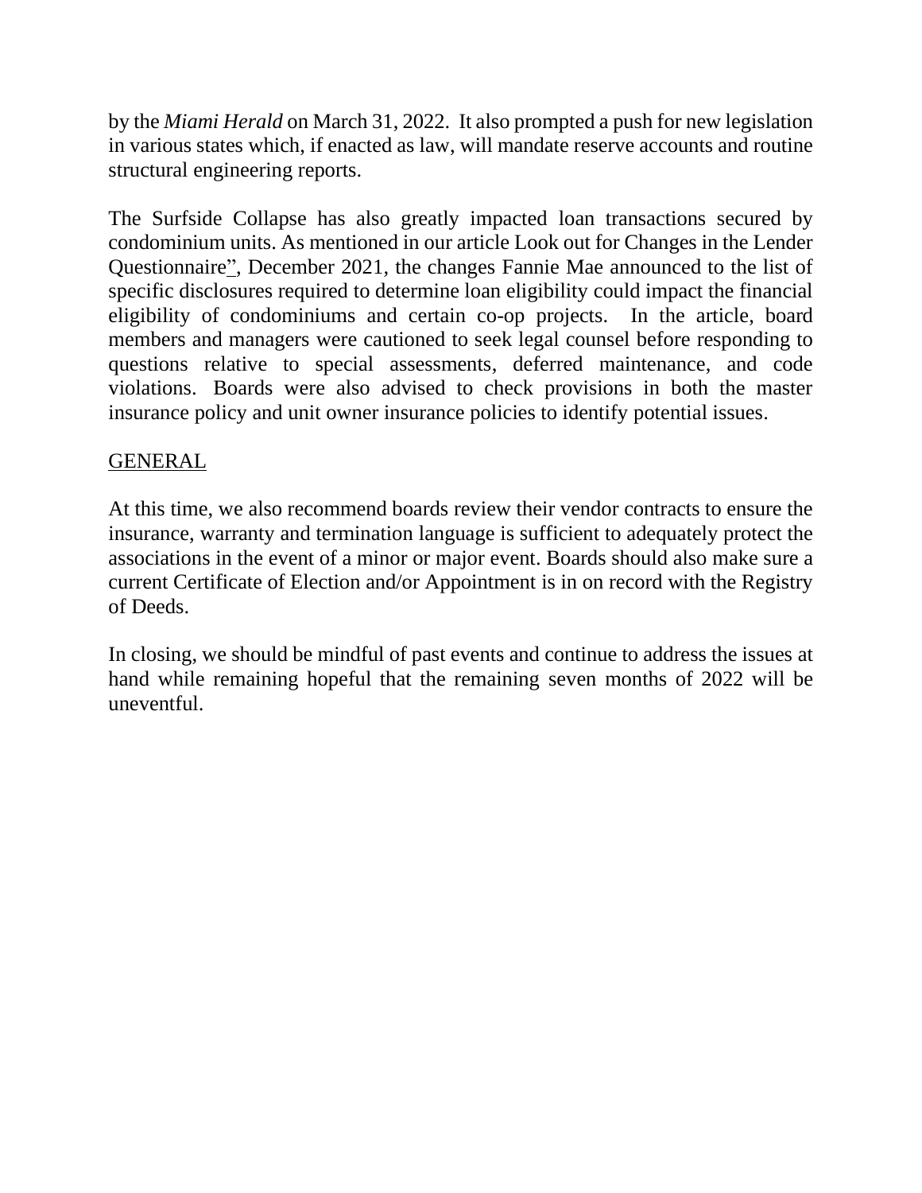by the *Miami Herald* on March 31, 2022. It also prompted a push for new legislation in various states which, if enacted as law, will mandate reserve accounts and routine structural engineering reports.

The Surfside Collapse has also greatly impacted loan transactions secured by condominium units. As mentioned in our article Look out for Changes in the Lender Questionnaire", December 2021, the changes Fannie Mae announced to the list of specific disclosures required to determine loan eligibility could impact the financial eligibility of condominiums and certain co-op projects. In the article, board members and managers were cautioned to seek legal counsel before responding to questions relative to special assessments, deferred maintenance, and code violations. Boards were also advised to check provisions in both the master insurance policy and unit owner insurance policies to identify potential issues.

## GENERAL

At this time, we also recommend boards review their vendor contracts to ensure the insurance, warranty and termination language is sufficient to adequately protect the associations in the event of a minor or major event. Boards should also make sure a current Certificate of Election and/or Appointment is in on record with the Registry of Deeds.

In closing, we should be mindful of past events and continue to address the issues at hand while remaining hopeful that the remaining seven months of 2022 will be uneventful.